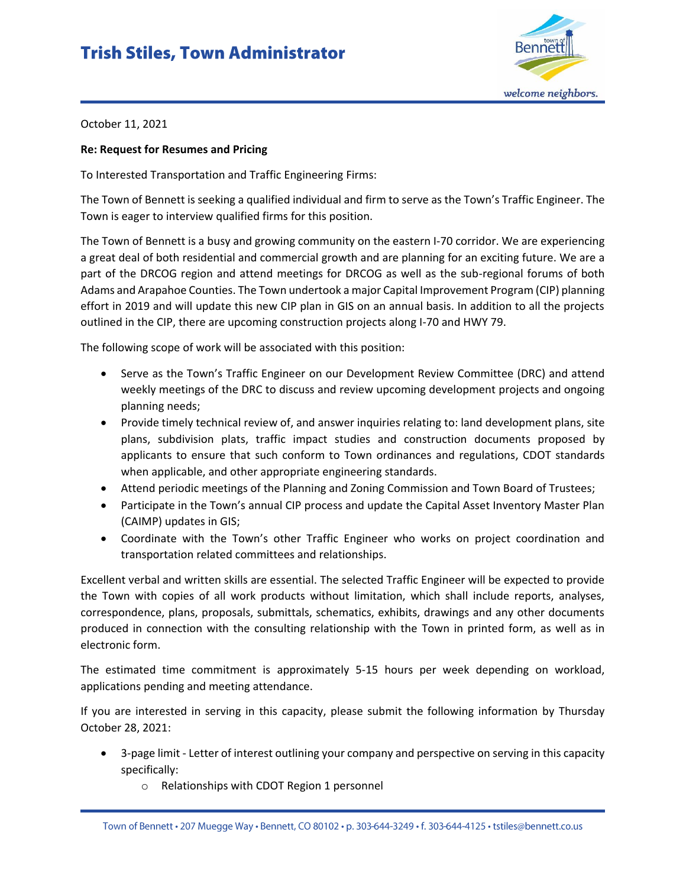# Trish Stiles, Town Administrator

October 11, 2021

**Re: Request for Resumes and Pricing**

To Interested Transportation and Traffic Engineering Firms:

The Town of Bennett is seeking a qualified individual and firm to serve as the Town's Traffic Engineer. The Town is eager to interview qualified firms for this position.

The Town of Bennett is a busy and growing community on the eastern I-70 corridor. We are experiencing a great deal of both residential and commercial growth and are planning for an exciting future. We are a part of the DRCOG region and attend meetings for DRCOG as well as the sub-regional forums of both Adams and Arapahoe Counties. The Town undertook a major Capital Improvement Program (CIP) planning effort in 2019 and will update this new CIP plan in GIS on an annual basis. In addition to all the projects outlined in the CIP, there are upcoming construction projects along I-70 and HWY 79.

The following scope of work will be associated with this position:

- Serve as the Town's Traffic Engineer on our Development Review Committee (DRC) and attend weekly meetings of the DRC to discuss and review upcoming development projects and ongoing planning needs;
- Provide timely technical review of, and answer inquiries relating to: land development plans, site plans, subdivision plats, traffic impact studies and construction documents proposed by applicants to ensure that such conform to Town ordinances and regulations, CDOT standards when applicable, and other appropriate engineering standards.
- Attend periodic meetings of the Planning and Zoning Commission and Town Board of Trustees;
- Participate in the Town's annual CIP process and update the Capital Asset Inventory Master Plan (CAIMP) updates in GIS;
- Coordinate with the Town's other Traffic Engineer who works on project coordination and transportation related committees and relationships.

Excellent verbal and written skills are essential. The selected Traffic Engineer will be expected to provide the Town with copies of all work products without limitation, which shall include reports, analyses, correspondence, plans, proposals, submittals, schematics, exhibits, drawings and any other documents produced in connection with the consulting relationship with the Town in printed form, as well as in electronic form.

The estimated time commitment is approximately 5-15 hours per week depending on workload, applications pending and meeting attendance.

If you are interested in serving in this capacity, please submit the following information by Thursday October 28, 2021:

- 3-page limit - Letter of interest outlining your company and perspective on serving in this capacity specifically:
  - Relationships with CDOT Region 1 personnel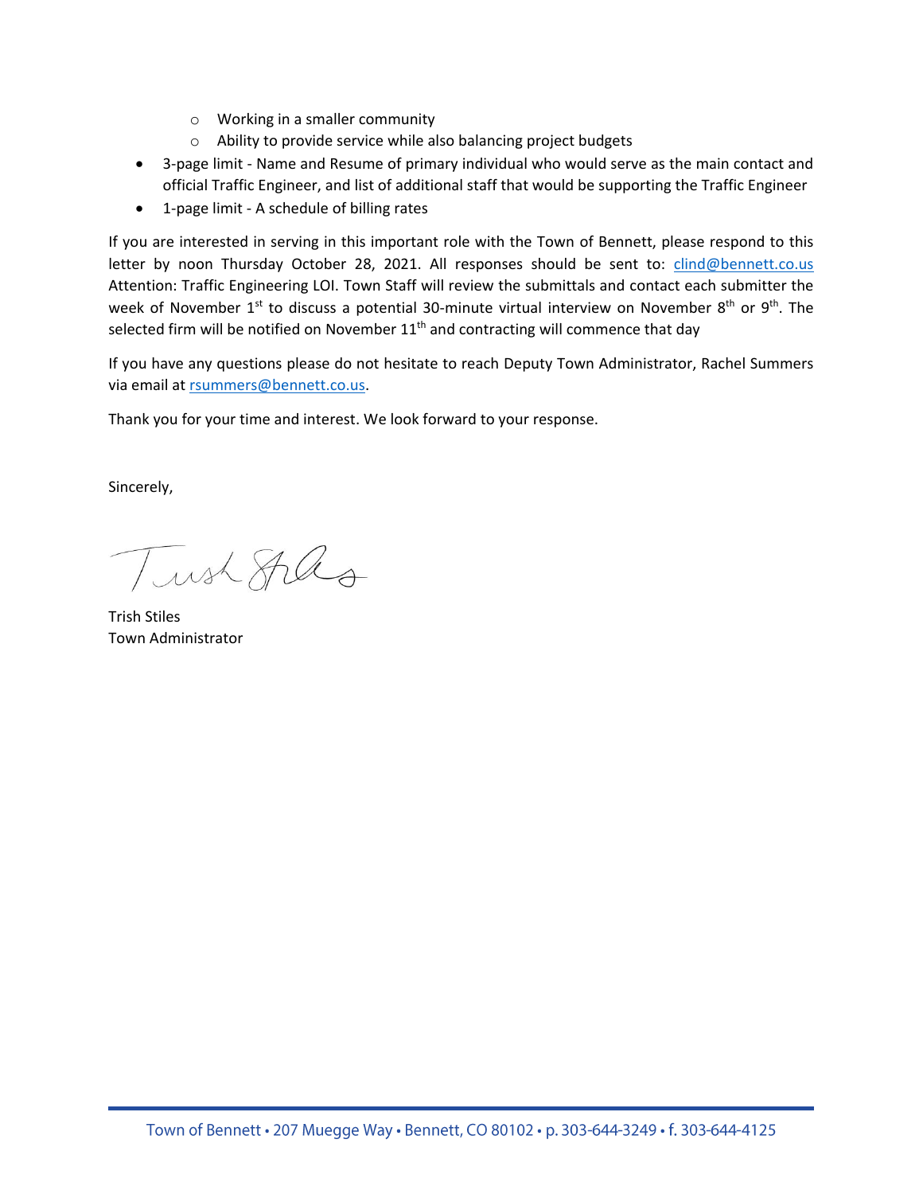- Working in a smaller community
  - Ability to provide service while also balancing project budgets
- 3-page limit - Name and Resume of primary individual who would serve as the main contact and official Traffic Engineer, and list of additional staff that would be supporting the Traffic Engineer
- 1-page limit - A schedule of billing rates

If you are interested in serving in this important role with the Town of Bennett, please respond to this letter by noon Thursday October 28, 2021. All responses should be sent to: clind@bennett.co.us Attention: Traffic Engineering LOI. Town Staff will review the submittals and contact each submitter the week of November 1st to discuss a potential 30-minute virtual interview on November 8th or 9th. The selected firm will be notified on November 11th and contracting will commence that day

If you have any questions please do not hesitate to reach Deputy Town Administrator, Rachel Summers via email at rsummers@bennett.co.us.

Thank you for your time and interest. We look forward to your response.

Sincerely,

Trish Stiles
Town Administrator